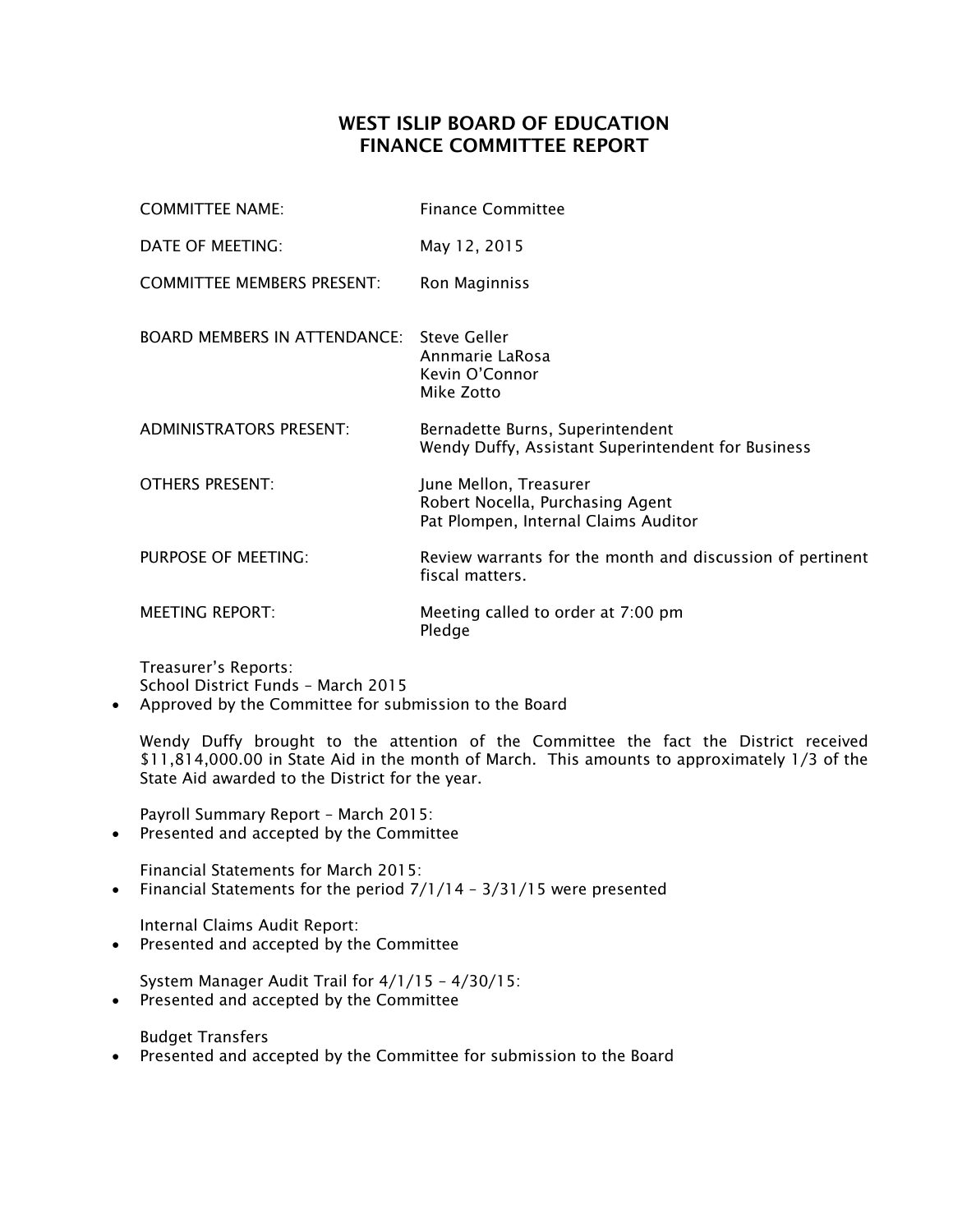# WEST ISLIP BOARD OF EDUCATION
# FINANCE COMMITTEE REPORT

| | |
|---|---|
| COMMITTEE NAME: | Finance Committee |
| DATE OF MEETING: | May 12, 2015 |
| COMMITTEE MEMBERS PRESENT: | Ron Maginniss |
| BOARD MEMBERS IN ATTENDANCE: | Steve Geller<br>Annmarie LaRosa<br>Kevin O'Connor<br>Mike Zotto |
| ADMINISTRATORS PRESENT: | Bernadette Burns, Superintendent<br>Wendy Duffy, Assistant Superintendent for Business |
| OTHERS PRESENT: | June Mellon, Treasurer<br>Robert Nocella, Purchasing Agent<br>Pat Plompen, Internal Claims Auditor |
| PURPOSE OF MEETING: | Review warrants for the month and discussion of pertinent fiscal matters. |
| MEETING REPORT: | Meeting called to order at 7:00 pm<br>Pledge |

Treasurer's Reports:
School District Funds – March 2015

- Approved by the Committee for submission to the Board

Wendy Duffy brought to the attention of the Committee the fact the District received $11,814,000.00 in State Aid in the month of March. This amounts to approximately 1/3 of the State Aid awarded to the District for the year.

Payroll Summary Report – March 2015:

- Presented and accepted by the Committee

Financial Statements for March 2015:

- Financial Statements for the period 7/1/14 – 3/31/15 were presented

Internal Claims Audit Report:

- Presented and accepted by the Committee

System Manager Audit Trail for 4/1/15 – 4/30/15:

- Presented and accepted by the Committee

Budget Transfers

- Presented and accepted by the Committee for submission to the Board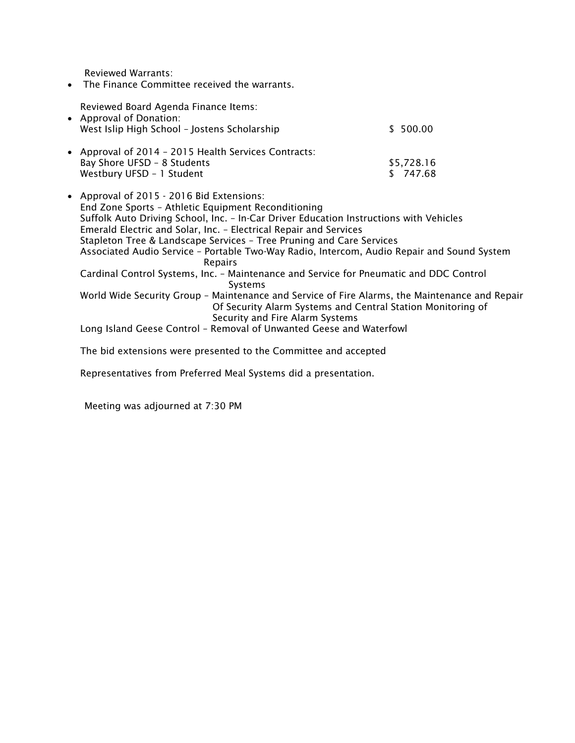Reviewed Warrants:

- The Finance Committee received the warrants.

Reviewed Board Agenda Finance Items:

- Approval of Donation:
  West Islip High School – Jostens Scholarship $ 500.00

- Approval of 2014 – 2015 Health Services Contracts:
  Bay Shore UFSD – 8 Students $5,728.16
  Westbury UFSD – 1 Student $ 747.68

- Approval of 2015 - 2016 Bid Extensions:
  End Zone Sports – Athletic Equipment Reconditioning
  Suffolk Auto Driving School, Inc. – In-Car Driver Education Instructions with Vehicles
  Emerald Electric and Solar, Inc. – Electrical Repair and Services
  Stapleton Tree & Landscape Services – Tree Pruning and Care Services
  Associated Audio Service – Portable Two-Way Radio, Intercom, Audio Repair and Sound System Repairs
  Cardinal Control Systems, Inc. – Maintenance and Service for Pneumatic and DDC Control Systems
  World Wide Security Group – Maintenance and Service of Fire Alarms, the Maintenance and Repair Of Security Alarm Systems and Central Station Monitoring of Security and Fire Alarm Systems
  Long Island Geese Control – Removal of Unwanted Geese and Waterfowl

The bid extensions were presented to the Committee and accepted

Representatives from Preferred Meal Systems did a presentation.

Meeting was adjourned at 7:30 PM